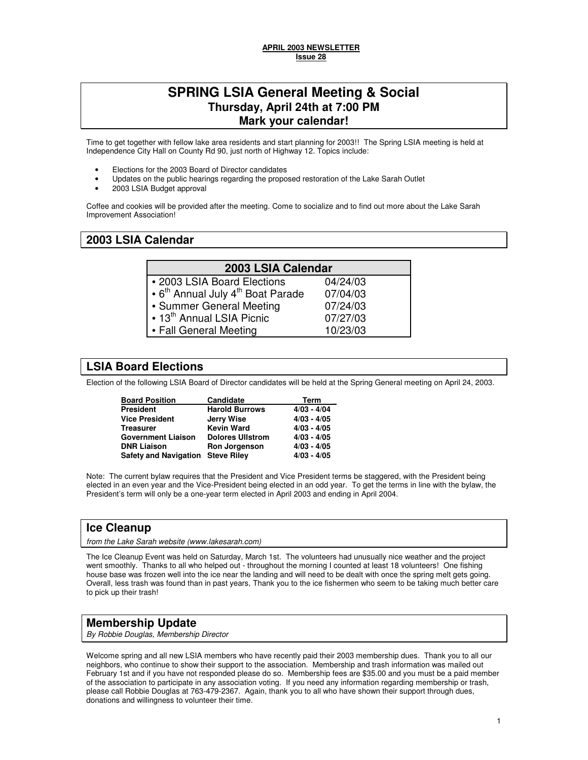**APRIL 2003 NEWSLETTER**
**Issue 28**

# SPRING LSIA General Meeting & Social
## Thursday, April 24th at 7:00 PM
## Mark your calendar!

Time to get together with fellow lake area residents and start planning for 2003!! The Spring LSIA meeting is held at Independence City Hall on County Rd 90, just north of Highway 12. Topics include:

- Elections for the 2003 Board of Director candidates
- Updates on the public hearings regarding the proposed restoration of the Lake Sarah Outlet
- 2003 LSIA Budget approval

Coffee and cookies will be provided after the meeting. Come to socialize and to find out more about the Lake Sarah Improvement Association!

## 2003 LSIA Calendar

| 2003 LSIA Calendar | |
|---|---|
| • 2003 LSIA Board Elections | 04/24/03 |
| • 6th Annual July 4th Boat Parade | 07/04/03 |
| • Summer General Meeting | 07/24/03 |
| • 13th Annual LSIA Picnic | 07/27/03 |
| • Fall General Meeting | 10/23/03 |

## LSIA Board Elections

Election of the following LSIA Board of Director candidates will be held at the Spring General meeting on April 24, 2003.

| Board Position | Candidate | Term |
|---|---|---|
| **President** | **Harold Burrows** | **4/03 - 4/04** |
| **Vice President** | **Jerry Wise** | **4/03 - 4/05** |
| **Treasurer** | **Kevin Ward** | **4/03 - 4/05** |
| **Government Liaison** | **Dolores Ullstrom** | **4/03 - 4/05** |
| **DNR Liaison** | **Ron Jorgenson** | **4/03 - 4/05** |
| **Safety and Navigation** | **Steve Riley** | **4/03 - 4/05** |

Note: The current bylaw requires that the President and Vice President terms be staggered, with the President being elected in an even year and the Vice-President being elected in an odd year. To get the terms in line with the bylaw, the President's term will only be a one-year term elected in April 2003 and ending in April 2004.

## Ice Cleanup

*from the Lake Sarah website (www.lakesarah.com)*

The Ice Cleanup Event was held on Saturday, March 1st. The volunteers had unusually nice weather and the project went smoothly. Thanks to all who helped out - throughout the morning I counted at least 18 volunteers! One fishing house base was frozen well into the ice near the landing and will need to be dealt with once the spring melt gets going. Overall, less trash was found than in past years, Thank you to the ice fishermen who seem to be taking much better care to pick up their trash!

## Membership Update

*By Robbie Douglas, Membership Director*

Welcome spring and all new LSIA members who have recently paid their 2003 membership dues. Thank you to all our neighbors, who continue to show their support to the association. Membership and trash information was mailed out February 1st and if you have not responded please do so. Membership fees are $35.00 and you must be a paid member of the association to participate in any association voting. If you need any information regarding membership or trash, please call Robbie Douglas at 763-479-2367. Again, thank you to all who have shown their support through dues, donations and willingness to volunteer their time.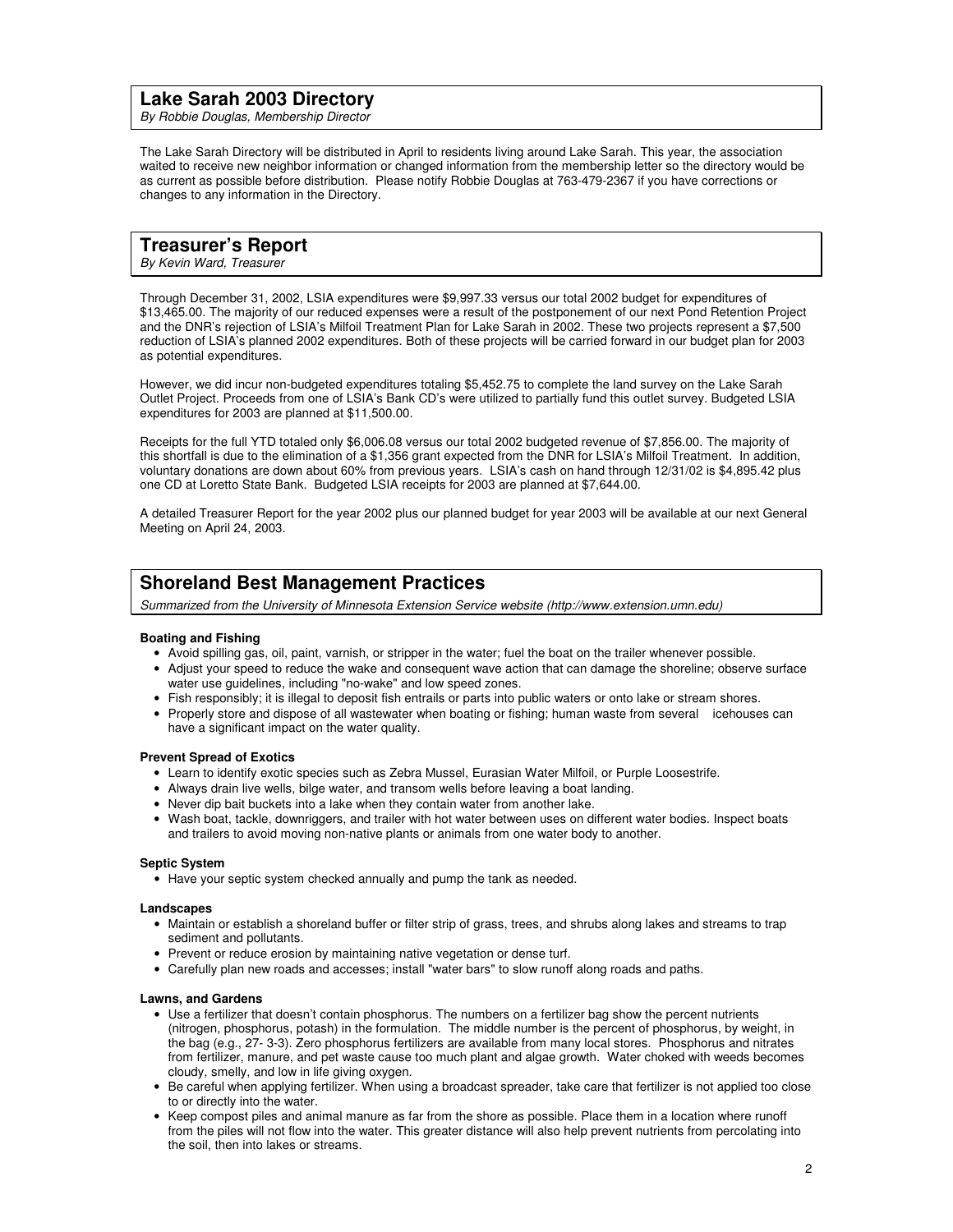## Lake Sarah 2003 Directory

*By Robbie Douglas, Membership Director*

The Lake Sarah Directory will be distributed in April to residents living around Lake Sarah. This year, the association waited to receive new neighbor information or changed information from the membership letter so the directory would be as current as possible before distribution. Please notify Robbie Douglas at 763-479-2367 if you have corrections or changes to any information in the Directory.

## Treasurer's Report

*By Kevin Ward, Treasurer*

Through December 31, 2002, LSIA expenditures were $9,997.33 versus our total 2002 budget for expenditures of $13,465.00. The majority of our reduced expenses were a result of the postponement of our next Pond Retention Project and the DNR's rejection of LSIA's Milfoil Treatment Plan for Lake Sarah in 2002. These two projects represent a $7,500 reduction of LSIA's planned 2002 expenditures. Both of these projects will be carried forward in our budget plan for 2003 as potential expenditures.

However, we did incur non-budgeted expenditures totaling $5,452.75 to complete the land survey on the Lake Sarah Outlet Project. Proceeds from one of LSIA's Bank CD's were utilized to partially fund this outlet survey. Budgeted LSIA expenditures for 2003 are planned at $11,500.00.

Receipts for the full YTD totaled only $6,006.08 versus our total 2002 budgeted revenue of $7,856.00. The majority of this shortfall is due to the elimination of a $1,356 grant expected from the DNR for LSIA's Milfoil Treatment. In addition, voluntary donations are down about 60% from previous years. LSIA's cash on hand through 12/31/02 is $4,895.42 plus one CD at Loretto State Bank. Budgeted LSIA receipts for 2003 are planned at $7,644.00.

A detailed Treasurer Report for the year 2002 plus our planned budget for year 2003 will be available at our next General Meeting on April 24, 2003.

## Shoreland Best Management Practices

*Summarized from the University of Minnesota Extension Service website (http://www.extension.umn.edu)*

**Boating and Fishing**

- Avoid spilling gas, oil, paint, varnish, or stripper in the water; fuel the boat on the trailer whenever possible.
- Adjust your speed to reduce the wake and consequent wave action that can damage the shoreline; observe surface water use guidelines, including "no-wake" and low speed zones.
- Fish responsibly; it is illegal to deposit fish entrails or parts into public waters or onto lake or stream shores.
- Properly store and dispose of all wastewater when boating or fishing; human waste from several icehouses can have a significant impact on the water quality.

**Prevent Spread of Exotics**

- Learn to identify exotic species such as Zebra Mussel, Eurasian Water Milfoil, or Purple Loosestrife.
- Always drain live wells, bilge water, and transom wells before leaving a boat landing.
- Never dip bait buckets into a lake when they contain water from another lake.
- Wash boat, tackle, downriggers, and trailer with hot water between uses on different water bodies. Inspect boats and trailers to avoid moving non-native plants or animals from one water body to another.

**Septic System**

- Have your septic system checked annually and pump the tank as needed.

**Landscapes**

- Maintain or establish a shoreland buffer or filter strip of grass, trees, and shrubs along lakes and streams to trap sediment and pollutants.
- Prevent or reduce erosion by maintaining native vegetation or dense turf.
- Carefully plan new roads and accesses; install "water bars" to slow runoff along roads and paths.

**Lawns, and Gardens**

- Use a fertilizer that doesn't contain phosphorus. The numbers on a fertilizer bag show the percent nutrients (nitrogen, phosphorus, potash) in the formulation. The middle number is the percent of phosphorus, by weight, in the bag (e.g., 27- 3-3). Zero phosphorus fertilizers are available from many local stores. Phosphorus and nitrates from fertilizer, manure, and pet waste cause too much plant and algae growth. Water choked with weeds becomes cloudy, smelly, and low in life giving oxygen.
- Be careful when applying fertilizer. When using a broadcast spreader, take care that fertilizer is not applied too close to or directly into the water.
- Keep compost piles and animal manure as far from the shore as possible. Place them in a location where runoff from the piles will not flow into the water. This greater distance will also help prevent nutrients from percolating into the soil, then into lakes or streams.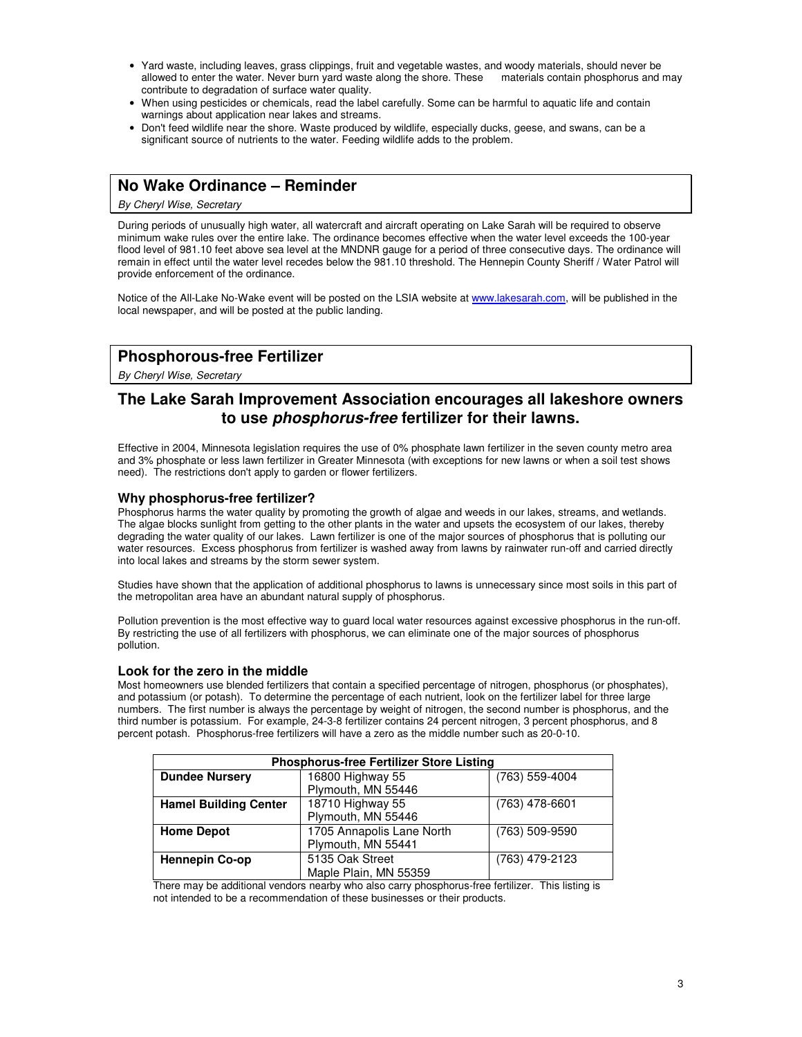- Yard waste, including leaves, grass clippings, fruit and vegetable wastes, and woody materials, should never be allowed to enter the water. Never burn yard waste along the shore. These materials contain phosphorus and may contribute to degradation of surface water quality.
- When using pesticides or chemicals, read the label carefully. Some can be harmful to aquatic life and contain warnings about application near lakes and streams.
- Don't feed wildlife near the shore. Waste produced by wildlife, especially ducks, geese, and swans, can be a significant source of nutrients to the water. Feeding wildlife adds to the problem.

## No Wake Ordinance – Reminder

*By Cheryl Wise, Secretary*

During periods of unusually high water, all watercraft and aircraft operating on Lake Sarah will be required to observe minimum wake rules over the entire lake. The ordinance becomes effective when the water level exceeds the 100-year flood level of 981.10 feet above sea level at the MNDNR gauge for a period of three consecutive days. The ordinance will remain in effect until the water level recedes below the 981.10 threshold. The Hennepin County Sheriff / Water Patrol will provide enforcement of the ordinance.

Notice of the All-Lake No-Wake event will be posted on the LSIA website at www.lakesarah.com, will be published in the local newspaper, and will be posted at the public landing.

## Phosphorous-free Fertilizer

*By Cheryl Wise, Secretary*

### The Lake Sarah Improvement Association encourages all lakeshore owners to use ***phosphorus-free*** fertilizer for their lawns.

Effective in 2004, Minnesota legislation requires the use of 0% phosphate lawn fertilizer in the seven county metro area and 3% phosphate or less lawn fertilizer in Greater Minnesota (with exceptions for new lawns or when a soil test shows need). The restrictions don't apply to garden or flower fertilizers.

### Why phosphorus-free fertilizer?

Phosphorus harms the water quality by promoting the growth of algae and weeds in our lakes, streams, and wetlands. The algae blocks sunlight from getting to the other plants in the water and upsets the ecosystem of our lakes, thereby degrading the water quality of our lakes. Lawn fertilizer is one of the major sources of phosphorus that is polluting our water resources. Excess phosphorus from fertilizer is washed away from lawns by rainwater run-off and carried directly into local lakes and streams by the storm sewer system.

Studies have shown that the application of additional phosphorus to lawns is unnecessary since most soils in this part of the metropolitan area have an abundant natural supply of phosphorus.

Pollution prevention is the most effective way to guard local water resources against excessive phosphorus in the run-off. By restricting the use of all fertilizers with phosphorus, we can eliminate one of the major sources of phosphorus pollution.

### Look for the zero in the middle

Most homeowners use blended fertilizers that contain a specified percentage of nitrogen, phosphorus (or phosphates), and potassium (or potash). To determine the percentage of each nutrient, look on the fertilizer label for three large numbers. The first number is always the percentage by weight of nitrogen, the second number is phosphorus, and the third number is potassium. For example, 24-3-8 fertilizer contains 24 percent nitrogen, 3 percent phosphorus, and 8 percent potash. Phosphorus-free fertilizers will have a zero as the middle number such as 20-0-10.

| Phosphorus-free Fertilizer Store Listing | | |
|---|---|---|
| **Dundee Nursery** | 16800 Highway 55<br>Plymouth, MN 55446 | (763) 559-4004 |
| **Hamel Building Center** | 18710 Highway 55<br>Plymouth, MN 55446 | (763) 478-6601 |
| **Home Depot** | 1705 Annapolis Lane North<br>Plymouth, MN 55441 | (763) 509-9590 |
| **Hennepin Co-op** | 5135 Oak Street<br>Maple Plain, MN 55359 | (763) 479-2123 |

There may be additional vendors nearby who also carry phosphorus-free fertilizer. This listing is not intended to be a recommendation of these businesses or their products.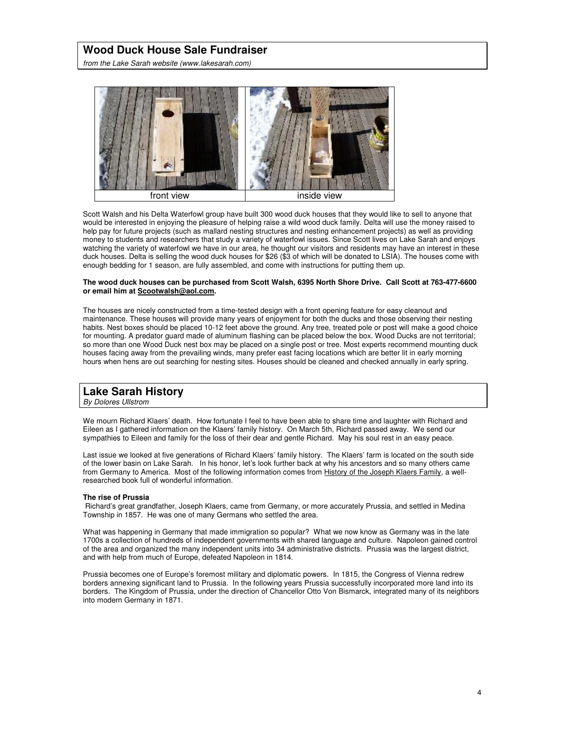## Wood Duck House Sale Fundraiser

*from the Lake Sarah website (www.lakesarah.com)*

| front view | inside view |
|---|---|

Scott Walsh and his Delta Waterfowl group have built 300 wood duck houses that they would like to sell to anyone that would be interested in enjoying the pleasure of helping raise a wild wood duck family. Delta will use the money raised to help pay for future projects (such as mallard nesting structures and nesting enhancement projects) as well as providing money to students and researchers that study a variety of waterfowl issues. Since Scott lives on Lake Sarah and enjoys watching the variety of waterfowl we have in our area, he thought our visitors and residents may have an interest in these duck houses. Delta is selling the wood duck houses for $26 ($3 of which will be donated to LSIA). The houses come with enough bedding for 1 season, are fully assembled, and come with instructions for putting them up.

**The wood duck houses can be purchased from Scott Walsh, 6395 North Shore Drive. Call Scott at 763-477-6600 or email him at Scootwalsh@aol.com.**

The houses are nicely constructed from a time-tested design with a front opening feature for easy cleanout and maintenance. These houses will provide many years of enjoyment for both the ducks and those observing their nesting habits. Nest boxes should be placed 10-12 feet above the ground. Any tree, treated pole or post will make a good choice for mounting. A predator guard made of aluminum flashing can be placed below the box. Wood Ducks are not territorial; so more than one Wood Duck nest box may be placed on a single post or tree. Most experts recommend mounting duck houses facing away from the prevailing winds, many prefer east facing locations which are better lit in early morning hours when hens are out searching for nesting sites. Houses should be cleaned and checked annually in early spring.

## Lake Sarah History

*By Dolores Ullstrom*

We mourn Richard Klaers' death. How fortunate I feel to have been able to share time and laughter with Richard and Eileen as I gathered information on the Klaers' family history. On March 5th, Richard passed away. We send our sympathies to Eileen and family for the loss of their dear and gentle Richard. May his soul rest in an easy peace.

Last issue we looked at five generations of Richard Klaers' family history. The Klaers' farm is located on the south side of the lower basin on Lake Sarah. In his honor, let's look further back at why his ancestors and so many others came from Germany to America. Most of the following information comes from History of the Joseph Klaers Family, a well-researched book full of wonderful information.

### The rise of Prussia

Richard's great grandfather, Joseph Klaers, came from Germany, or more accurately Prussia, and settled in Medina Township in 1857. He was one of many Germans who settled the area.

What was happening in Germany that made immigration so popular? What we now know as Germany was in the late 1700s a collection of hundreds of independent governments with shared language and culture. Napoleon gained control of the area and organized the many independent units into 34 administrative districts. Prussia was the largest district, and with help from much of Europe, defeated Napoleon in 1814.

Prussia becomes one of Europe's foremost military and diplomatic powers. In 1815, the Congress of Vienna redrew borders annexing significant land to Prussia. In the following years Prussia successfully incorporated more land into its borders. The Kingdom of Prussia, under the direction of Chancellor Otto Von Bismarck, integrated many of its neighbors into modern Germany in 1871.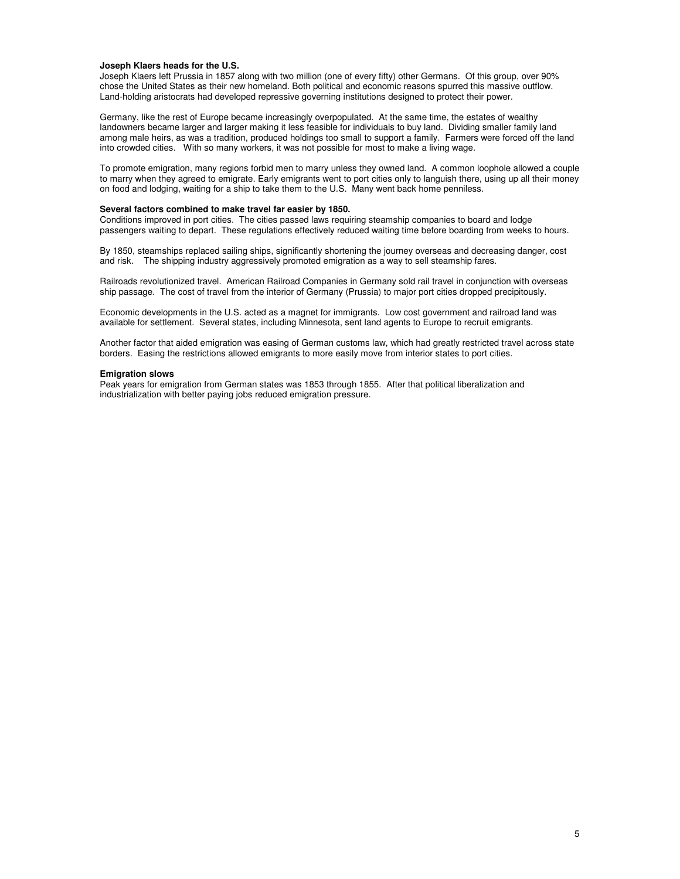**Joseph Klaers heads for the U.S.**

Joseph Klaers left Prussia in 1857 along with two million (one of every fifty) other Germans. Of this group, over 90% chose the United States as their new homeland. Both political and economic reasons spurred this massive outflow. Land-holding aristocrats had developed repressive governing institutions designed to protect their power.

Germany, like the rest of Europe became increasingly overpopulated. At the same time, the estates of wealthy landowners became larger and larger making it less feasible for individuals to buy land. Dividing smaller family land among male heirs, as was a tradition, produced holdings too small to support a family. Farmers were forced off the land into crowded cities. With so many workers, it was not possible for most to make a living wage.

To promote emigration, many regions forbid men to marry unless they owned land. A common loophole allowed a couple to marry when they agreed to emigrate. Early emigrants went to port cities only to languish there, using up all their money on food and lodging, waiting for a ship to take them to the U.S. Many went back home penniless.

**Several factors combined to make travel far easier by 1850.**

Conditions improved in port cities. The cities passed laws requiring steamship companies to board and lodge passengers waiting to depart. These regulations effectively reduced waiting time before boarding from weeks to hours.

By 1850, steamships replaced sailing ships, significantly shortening the journey overseas and decreasing danger, cost and risk. The shipping industry aggressively promoted emigration as a way to sell steamship fares.

Railroads revolutionized travel. American Railroad Companies in Germany sold rail travel in conjunction with overseas ship passage. The cost of travel from the interior of Germany (Prussia) to major port cities dropped precipitously.

Economic developments in the U.S. acted as a magnet for immigrants. Low cost government and railroad land was available for settlement. Several states, including Minnesota, sent land agents to Europe to recruit emigrants.

Another factor that aided emigration was easing of German customs law, which had greatly restricted travel across state borders. Easing the restrictions allowed emigrants to more easily move from interior states to port cities.

**Emigration slows**

Peak years for emigration from German states was 1853 through 1855. After that political liberalization and industrialization with better paying jobs reduced emigration pressure.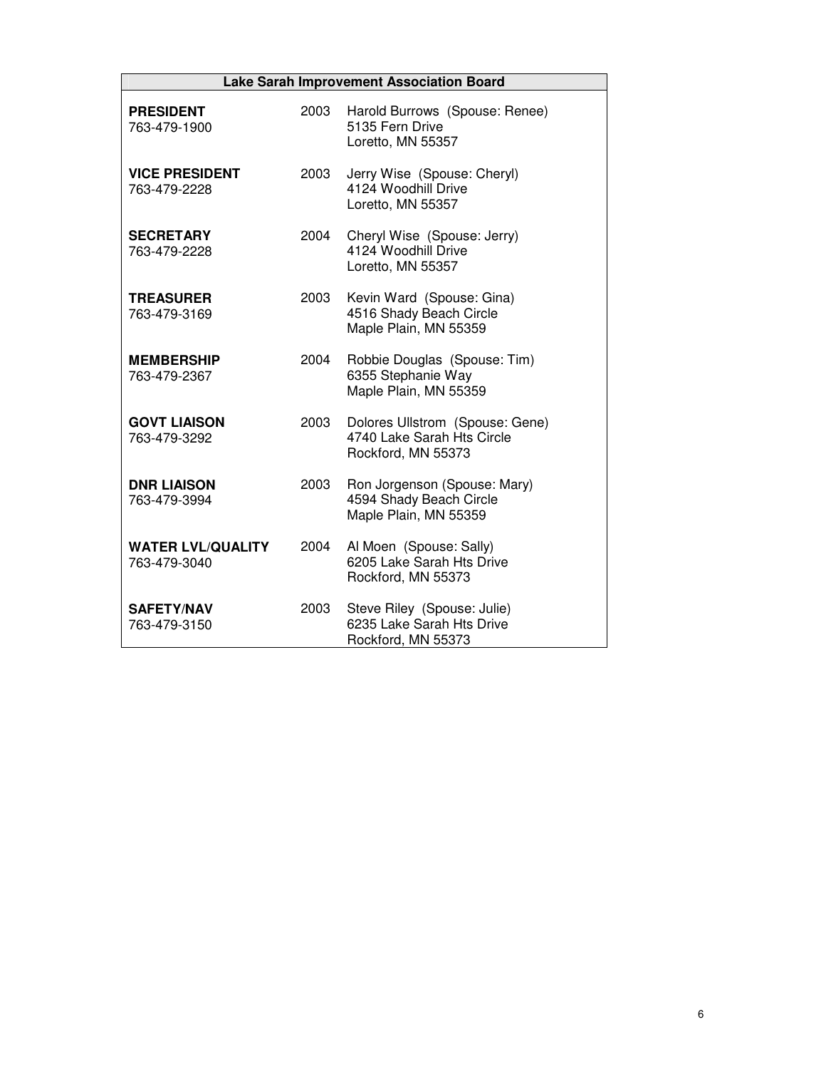| Lake Sarah Improvement Association Board | | |
|---|---|---|
| **PRESIDENT**<br>763-479-1900 | 2003 | Harold Burrows (Spouse: Renee)<br>5135 Fern Drive<br>Loretto, MN 55357 |
| **VICE PRESIDENT**<br>763-479-2228 | 2003 | Jerry Wise (Spouse: Cheryl)<br>4124 Woodhill Drive<br>Loretto, MN 55357 |
| **SECRETARY**<br>763-479-2228 | 2004 | Cheryl Wise (Spouse: Jerry)<br>4124 Woodhill Drive<br>Loretto, MN 55357 |
| **TREASURER**<br>763-479-3169 | 2003 | Kevin Ward (Spouse: Gina)<br>4516 Shady Beach Circle<br>Maple Plain, MN 55359 |
| **MEMBERSHIP**<br>763-479-2367 | 2004 | Robbie Douglas (Spouse: Tim)<br>6355 Stephanie Way<br>Maple Plain, MN 55359 |
| **GOVT LIAISON**<br>763-479-3292 | 2003 | Dolores Ullstrom (Spouse: Gene)<br>4740 Lake Sarah Hts Circle<br>Rockford, MN 55373 |
| **DNR LIAISON**<br>763-479-3994 | 2003 | Ron Jorgenson (Spouse: Mary)<br>4594 Shady Beach Circle<br>Maple Plain, MN 55359 |
| **WATER LVL/QUALITY**<br>763-479-3040 | 2004 | Al Moen (Spouse: Sally)<br>6205 Lake Sarah Hts Drive<br>Rockford, MN 55373 |
| **SAFETY/NAV**<br>763-479-3150 | 2003 | Steve Riley (Spouse: Julie)<br>6235 Lake Sarah Hts Drive<br>Rockford, MN 55373 |